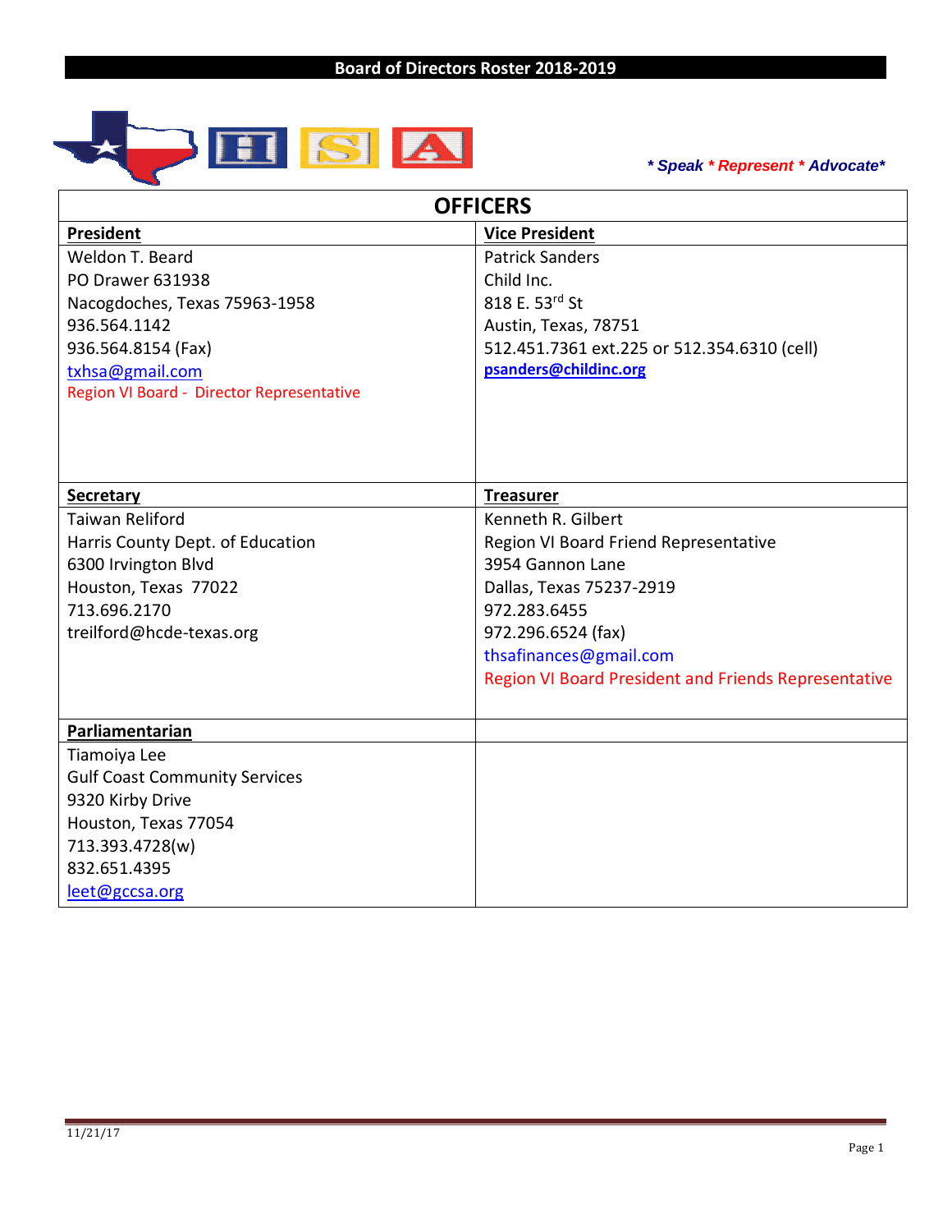# Board of Directors Roster 2018-2019

*** Speak * Represent * Advocate***

## OFFICERS

| **President** | **Vice President** |
|---|---|
| Weldon T. Beard<br>PO Drawer 631938<br>Nacogdoches, Texas 75963-1958<br>936.564.1142<br>936.564.8154 (Fax)<br>txhsa@gmail.com<br>Region VI Board - Director Representative | Patrick Sanders<br>Child Inc.<br>818 E. 53rd St<br>Austin, Texas, 78751<br>512.451.7361 ext.225 or 512.354.6310 (cell)<br>**psanders@childinc.org** |
| **Secretary** | **Treasurer** |
| Taiwan Reliford<br>Harris County Dept. of Education<br>6300 Irvington Blvd<br>Houston, Texas 77022<br>713.696.2170<br>treilford@hcde-texas.org | Kenneth R. Gilbert<br>Region VI Board Friend Representative<br>3954 Gannon Lane<br>Dallas, Texas 75237-2919<br>972.283.6455<br>972.296.6524 (fax)<br>thsafinances@gmail.com<br>Region VI Board President and Friends Representative |
| **Parliamentarian** | |
| Tiamoiya Lee<br>Gulf Coast Community Services<br>9320 Kirby Drive<br>Houston, Texas 77054<br>713.393.4728(w)<br>832.651.4395<br>leet@gccsa.org | |

11/21/17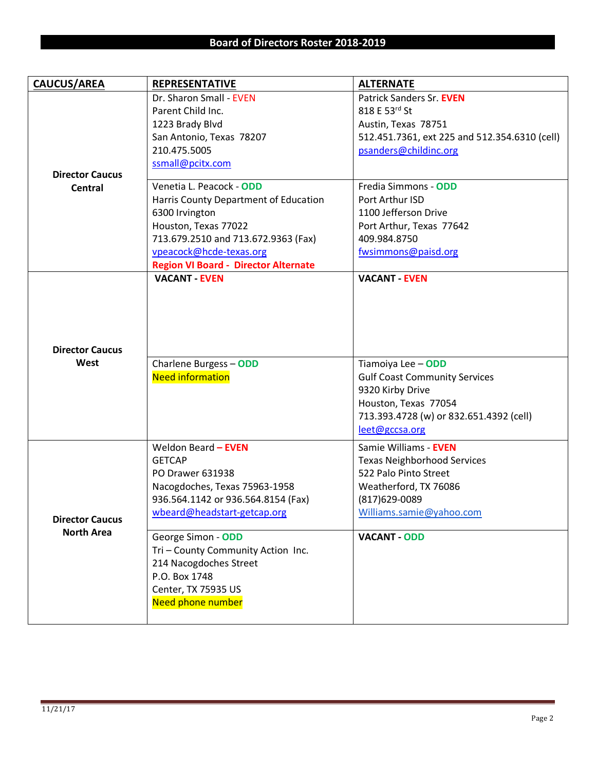## Board of Directors Roster 2018-2019

| CAUCUS/AREA | REPRESENTATIVE | ALTERNATE |
|---|---|---|
| **Director Caucus Central** | Dr. Sharon Small - EVEN<br>Parent Child Inc.<br>1223 Brady Blvd<br>San Antonio, Texas 78207<br>210.475.5005<br>ssmall@pcitx.com | Patrick Sanders Sr. **EVEN**<br>818 E 53rd St<br>Austin, Texas 78751<br>512.451.7361, ext 225 and 512.354.6310 (cell)<br>psanders@childinc.org |
| | Venetia L. Peacock - **ODD**<br>Harris County Department of Education<br>6300 Irvington<br>Houston, Texas 77022<br>713.679.2510 and 713.672.9363 (Fax)<br>vpeacock@hcde-texas.org<br>**Region VI Board - Director Alternate** | Fredia Simmons - **ODD**<br>Port Arthur ISD<br>1100 Jefferson Drive<br>Port Arthur, Texas 77642<br>409.984.8750<br>fwsimmons@paisd.org |
| **Director Caucus West** | **VACANT - EVEN** | **VACANT - EVEN** |
| | Charlene Burgess – **ODD**<br>Need information | Tiamoiya Lee – **ODD**<br>Gulf Coast Community Services<br>9320 Kirby Drive<br>Houston, Texas 77054<br>713.393.4728 (w) or 832.651.4392 (cell)<br>leet@gccsa.org |
| **Director Caucus North Area** | Weldon Beard **– EVEN**<br>GETCAP<br>PO Drawer 631938<br>Nacogdoches, Texas 75963-1958<br>936.564.1142 or 936.564.8154 (Fax)<br>wbeard@headstart-getcap.org | Samie Williams - **EVEN**<br>Texas Neighborhood Services<br>522 Palo Pinto Street<br>Weatherford, TX 76086<br>(817)629-0089<br>Williams.samie@yahoo.com |
| | George Simon - **ODD**<br>Tri – County Community Action Inc.<br>214 Nacogdoches Street<br>P.O. Box 1748<br>Center, TX 75935 US<br>Need phone number | **VACANT - ODD** |

11/21/17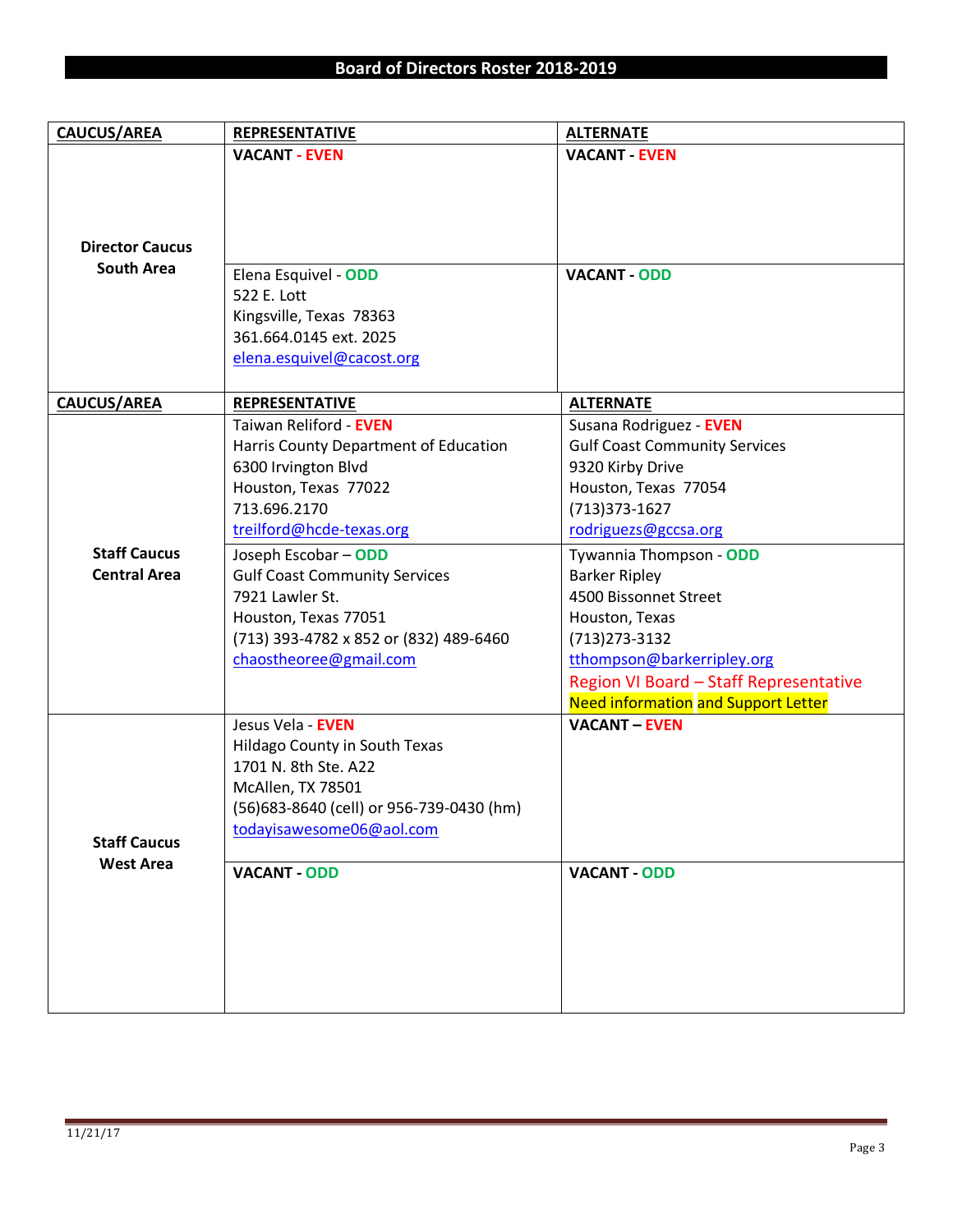# Board of Directors Roster 2018-2019

| CAUCUS/AREA | REPRESENTATIVE | ALTERNATE |
|---|---|---|
| **Director Caucus South Area** | **VACANT - EVEN** | **VACANT - EVEN** |
| | Elena Esquivel - **ODD**<br>522 E. Lott<br>Kingsville, Texas 78363<br>361.664.0145 ext. 2025<br>elena.esquivel@cacost.org | **VACANT - ODD** |

| CAUCUS/AREA | REPRESENTATIVE | ALTERNATE |
|---|---|---|
| **Staff Caucus Central Area** | Taiwan Reliford - **EVEN**<br>Harris County Department of Education<br>6300 Irvington Blvd<br>Houston, Texas 77022<br>713.696.2170<br>treilford@hcde-texas.org | Susana Rodriguez - **EVEN**<br>Gulf Coast Community Services<br>9320 Kirby Drive<br>Houston, Texas 77054<br>(713)373-1627<br>rodriguezs@gccsa.org |
| | Joseph Escobar – **ODD**<br>Gulf Coast Community Services<br>7921 Lawler St.<br>Houston, Texas 77051<br>(713) 393-4782 x 852 or (832) 489-6460<br>chaostheoree@gmail.com | Tywannia Thompson - **ODD**<br>Barker Ripley<br>4500 Bissonnet Street<br>Houston, Texas<br>(713)273-3132<br>tthompson@barkerripley.org<br>Region VI Board – Staff Representative<br>Need information and Support Letter |
| **Staff Caucus West Area** | Jesus Vela - **EVEN**<br>Hildago County in South Texas<br>1701 N. 8th Ste. A22<br>McAllen, TX 78501<br>(56)683-8640 (cell) or 956-739-0430 (hm)<br>todayisawesome06@aol.com | **VACANT – EVEN** |
| | **VACANT - ODD** | **VACANT - ODD** |

11/21/17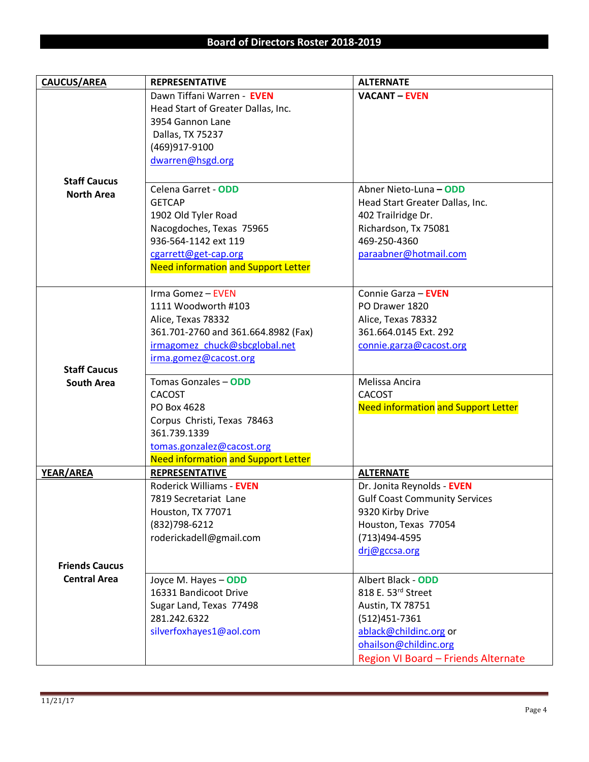## Board of Directors Roster 2018-2019

| CAUCUS/AREA | REPRESENTATIVE | ALTERNATE |
|---|---|---|
| **Staff Caucus North Area** | Dawn Tiffani Warren - **EVEN**<br>Head Start of Greater Dallas, Inc.<br>3954 Gannon Lane<br>Dallas, TX 75237<br>(469)917-9100<br>dwarren@hsgd.org | **VACANT – EVEN** |
| | Celena Garret - **ODD**<br>GETCAP<br>1902 Old Tyler Road<br>Nacogdoches, Texas 75965<br>936-564-1142 ext 119<br>cgarrett@get-cap.org<br>Need information and Support Letter | Abner Nieto-Luna **– ODD**<br>Head Start Greater Dallas, Inc.<br>402 Trailridge Dr.<br>Richardson, Tx 75081<br>469-250-4360<br>paraabner@hotmail.com |
| **Staff Caucus South Area** | Irma Gomez – EVEN<br>1111 Woodworth #103<br>Alice, Texas 78332<br>361.701-2760 and 361.664.8982 (Fax)<br>irmagomez_chuck@sbcglobal.net<br>irma.gomez@cacost.org | Connie Garza – **EVEN**<br>PO Drawer 1820<br>Alice, Texas 78332<br>361.664.0145 Ext. 292<br>connie.garza@cacost.org |
| | Tomas Gonzales – **ODD**<br>CACOST<br>PO Box 4628<br>Corpus Christi, Texas 78463<br>361.739.1339<br>tomas.gonzalez@cacost.org<br>Need information and Support Letter | Melissa Ancira<br>CACOST<br>Need information and Support Letter |
| **YEAR/AREA** | **REPRESENTATIVE** | **ALTERNATE** |
| **Friends Caucus Central Area** | Roderick Williams - **EVEN**<br>7819 Secretariat Lane<br>Houston, TX 77071<br>(832)798-6212<br>roderickadell@gmail.com | Dr. Jonita Reynolds - **EVEN**<br>Gulf Coast Community Services<br>9320 Kirby Drive<br>Houston, Texas 77054<br>(713)494-4595<br>drj@gccsa.org |
| | Joyce M. Hayes – **ODD**<br>16331 Bandicoot Drive<br>Sugar Land, Texas 77498<br>281.242.6322<br>silverfoxhayes1@aol.com | Albert Black - **ODD**<br>818 E. 53rd Street<br>Austin, TX 78751<br>(512)451-7361<br>ablack@childinc.org or<br>ohailson@childinc.org<br>Region VI Board – Friends Alternate |

11/21/17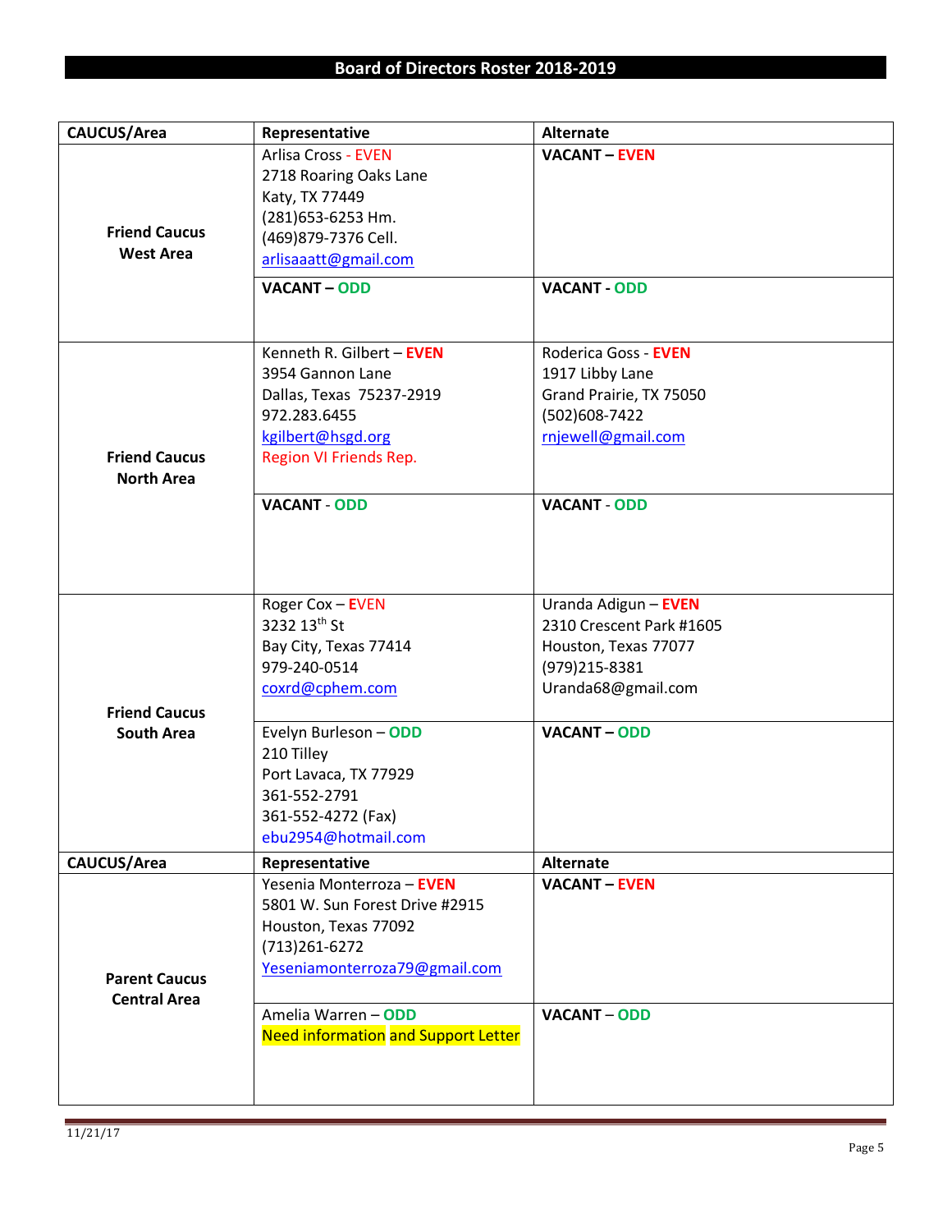# Board of Directors Roster 2018-2019

| CAUCUS/Area | Representative | Alternate |
|---|---|---|
| **Friend Caucus West Area** | Arlisa Cross - EVEN<br>2718 Roaring Oaks Lane<br>Katy, TX 77449<br>(281)653-6253 Hm.<br>(469)879-7376 Cell.<br>arlisaaatt@gmail.com | **VACANT – EVEN** |
| | **VACANT – ODD** | **VACANT - ODD** |
| **Friend Caucus North Area** | Kenneth R. Gilbert – **EVEN**<br>3954 Gannon Lane<br>Dallas, Texas 75237-2919<br>972.283.6455<br>kgilbert@hsgd.org<br>Region VI Friends Rep. | Roderica Goss - **EVEN**<br>1917 Libby Lane<br>Grand Prairie, TX 75050<br>(502)608-7422<br>rnjewell@gmail.com |
| | **VACANT - ODD** | **VACANT - ODD** |
| **Friend Caucus South Area** | Roger Cox – EVEN<br>3232 13th St<br>Bay City, Texas 77414<br>979-240-0514<br>coxrd@cphem.com | Uranda Adigun – **EVEN**<br>2310 Crescent Park #1605<br>Houston, Texas 77077<br>(979)215-8381<br>Uranda68@gmail.com |
| | Evelyn Burleson – **ODD**<br>210 Tilley<br>Port Lavaca, TX 77929<br>361-552-2791<br>361-552-4272 (Fax)<br>ebu2954@hotmail.com | **VACANT – ODD** |

| CAUCUS/Area | Representative | Alternate |
|---|---|---|
| **Parent Caucus Central Area** | Yesenia Monterroza – **EVEN**<br>5801 W. Sun Forest Drive #2915<br>Houston, Texas 77092<br>(713)261-6272<br>Yeseniamonterroza79@gmail.com | **VACANT – EVEN** |
| | Amelia Warren – **ODD**<br>Need information and Support Letter | **VACANT – ODD** |

11/21/17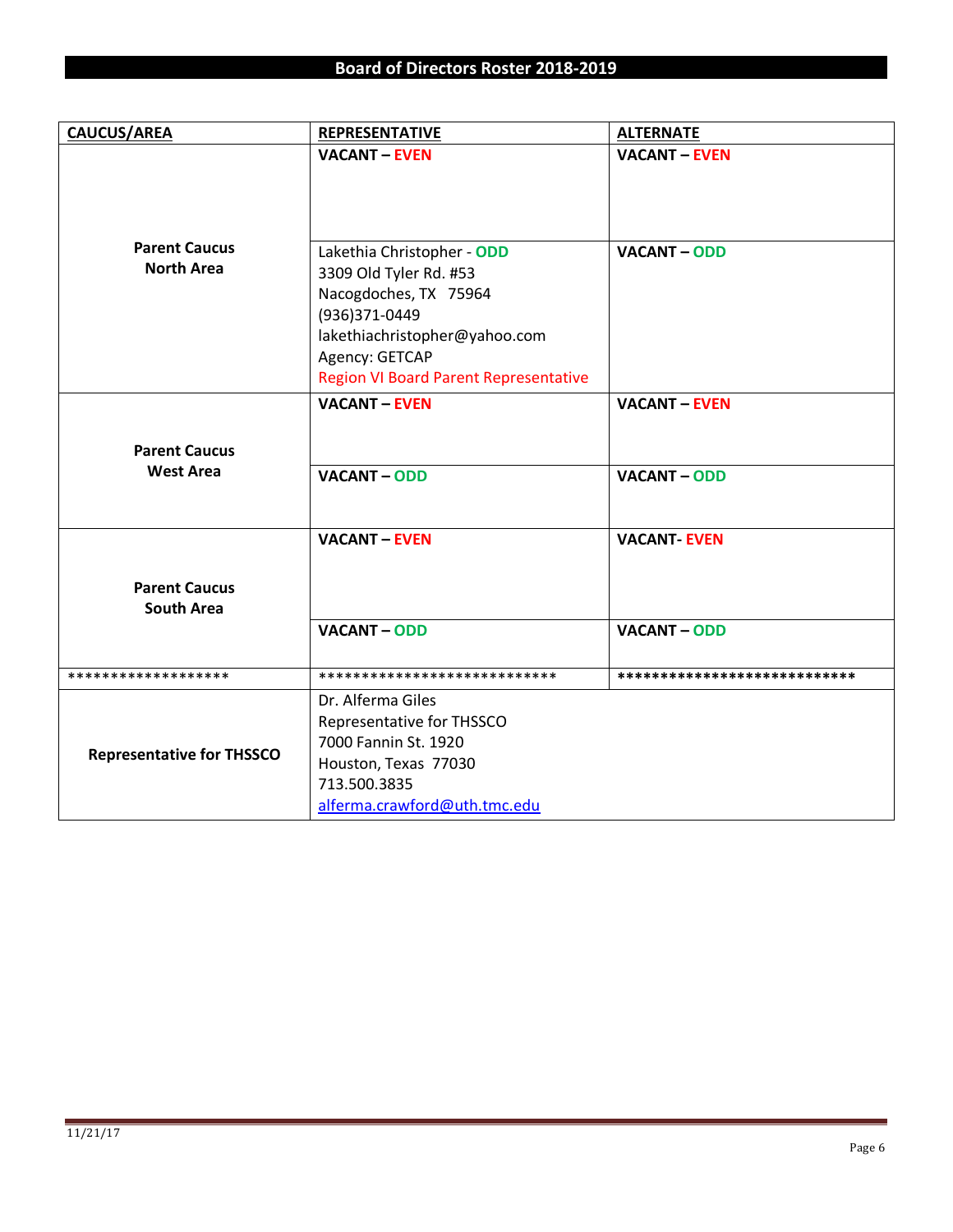## Board of Directors Roster 2018-2019

| CAUCUS/AREA | REPRESENTATIVE | ALTERNATE |
|---|---|---|
| **Parent Caucus North Area** | **VACANT – EVEN** | **VACANT – EVEN** |
| | Lakethia Christopher - **ODD**<br>3309 Old Tyler Rd. #53<br>Nacogdoches, TX 75964<br>(936)371-0449<br>lakethiachristopher@yahoo.com<br>Agency: GETCAP<br>Region VI Board Parent Representative | **VACANT – ODD** |
| **Parent Caucus West Area** | **VACANT – EVEN** | **VACANT – EVEN** |
| | **VACANT – ODD** | **VACANT – ODD** |
| **Parent Caucus South Area** | **VACANT – EVEN** | **VACANT- EVEN** |
| | **VACANT – ODD** | **VACANT – ODD** |
| ******************* | **************************** | **************************** |
| **Representative for THSSCO** | Dr. Alferma Giles<br>Representative for THSSCO<br>7000 Fannin St. 1920<br>Houston, Texas 77030<br>713.500.3835<br>alferma.crawford@uth.tmc.edu | |

11/21/17